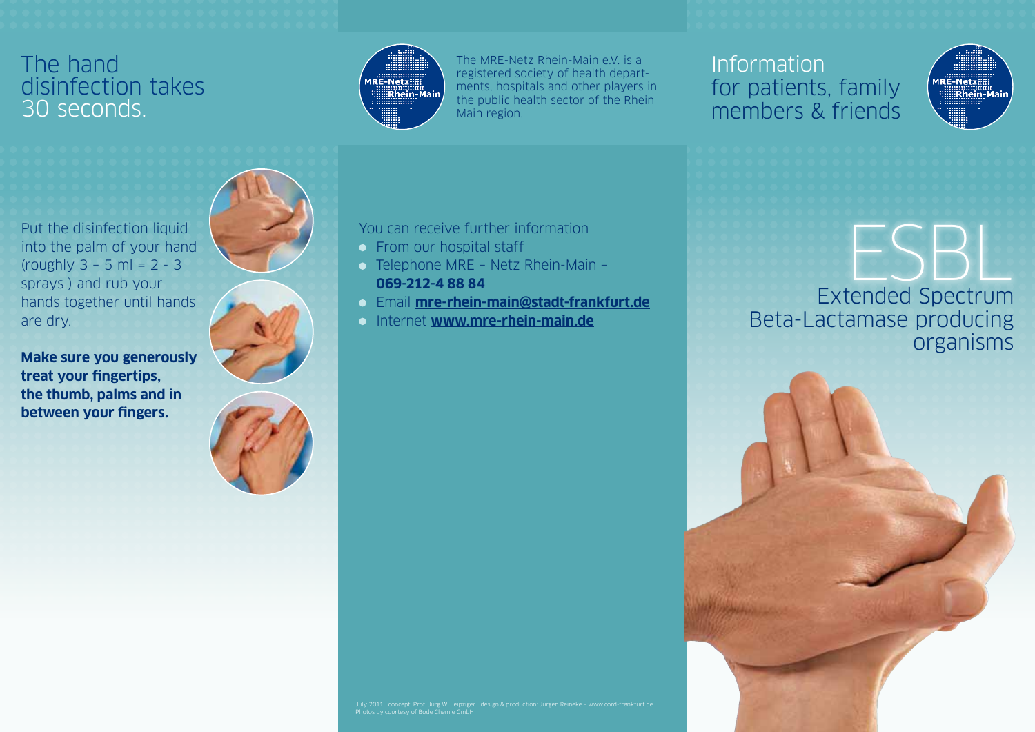# The hand disinfection takes 30 seconds.

Put the disinfection liquid into the palm of your hand (roughly 3 – 5 ml = 2 - 3 sprays ) and rub your hands together until hands are dry.

**Make sure you generously treat your fingertips, the thumb, palms and in between your fingers.**

The MRE-Netz Rhein-Main e.V. is a registered society of health departments, hospitals and other players in the public health sector of the Rhein Main region.

You can receive further information

- From our hospital staff
- Telephone MRE – Netz Rhein-Main – **069-212-4 88 84**
- Email **mre-rhein-main@stadt-frankfurt.de**
- Internet **www.mre-rhein-main.de**

July 2011 concept: Prof. Jürg W. Leipziger design & production: Jürgen Reineke – www.cord-frankfurt.de
Photos by courtesy of Bode Chemie GmbH

## Information for patients, family members & friends

# ESBL

## Extended Spectrum Beta-Lactamase producing organisms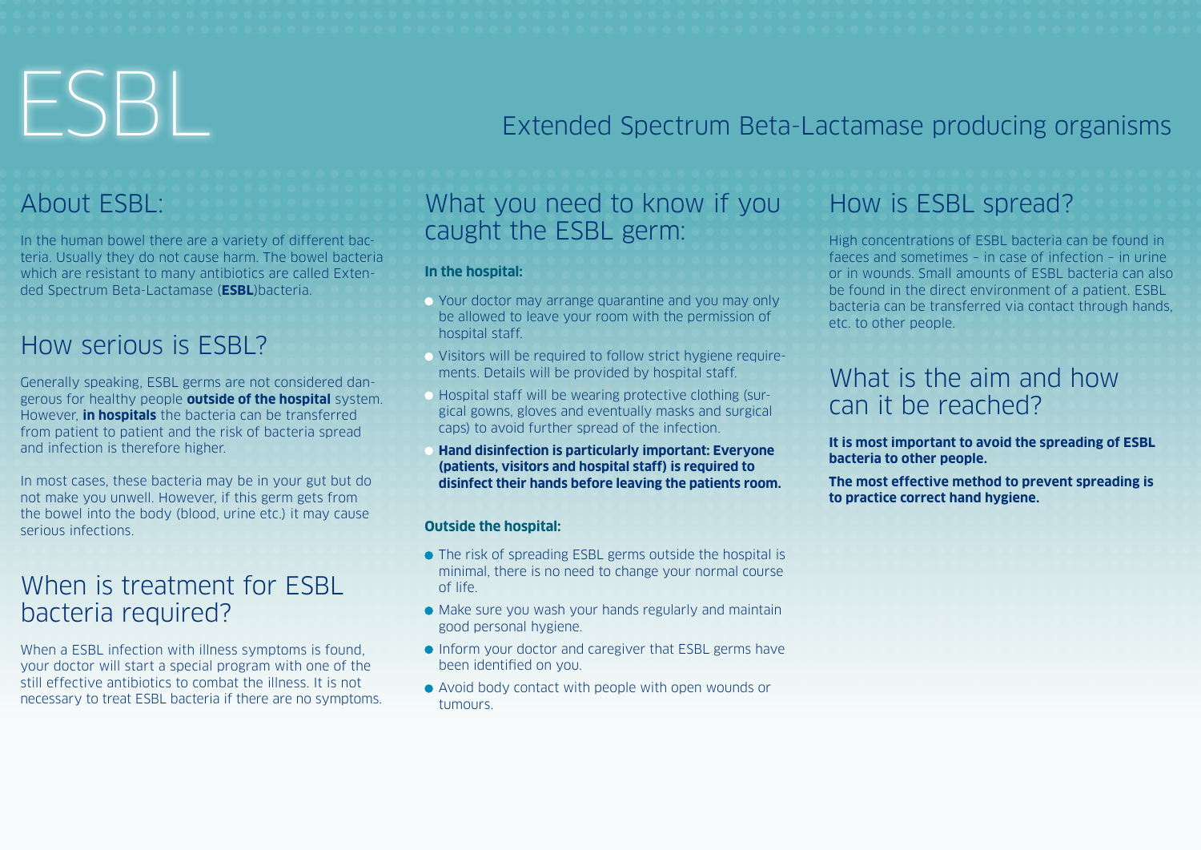# ESBL

Extended Spectrum Beta-Lactamase producing organisms

## About ESBL:

In the human bowel there are a variety of different bacteria. Usually they do not cause harm. The bowel bacteria which are resistant to many antibiotics are called Extended Spectrum Beta-Lactamase (**ESBL**)bacteria.

## How serious is ESBL?

Generally speaking, ESBL germs are not considered dangerous for healthy people **outside of the hospital** system. However, **in hospitals** the bacteria can be transferred from patient to patient and the risk of bacteria spread and infection is therefore higher.

In most cases, these bacteria may be in your gut but do not make you unwell. However, if this germ gets from the bowel into the body (blood, urine etc.) it may cause serious infections.

## When is treatment for ESBL bacteria required?

When a ESBL infection with illness symptoms is found, your doctor will start a special program with one of the still effective antibiotics to combat the illness. It is not necessary to treat ESBL bacteria if there are no symptoms.

## What you need to know if you caught the ESBL germ:

**In the hospital:**

- Your doctor may arrange quarantine and you may only be allowed to leave your room with the permission of hospital staff.
- Visitors will be required to follow strict hygiene requirements. Details will be provided by hospital staff.
- Hospital staff will be wearing protective clothing (surgical gowns, gloves and eventually masks and surgical caps) to avoid further spread of the infection.
- **Hand disinfection is particularly important: Everyone (patients, visitors and hospital staff) is required to disinfect their hands before leaving the patients room.**

**Outside the hospital:**

- The risk of spreading ESBL germs outside the hospital is minimal, there is no need to change your normal course of life.
- Make sure you wash your hands regularly and maintain good personal hygiene.
- Inform your doctor and caregiver that ESBL germs have been identified on you.
- Avoid body contact with people with open wounds or tumours.

## How is ESBL spread?

High concentrations of ESBL bacteria can be found in faeces and sometimes – in case of infection – in urine or in wounds. Small amounts of ESBL bacteria can also be found in the direct environment of a patient. ESBL bacteria can be transferred via contact through hands, etc. to other people.

## What is the aim and how can it be reached?

**It is most important to avoid the spreading of ESBL bacteria to other people.**

**The most effective method to prevent spreading is to practice correct hand hygiene.**